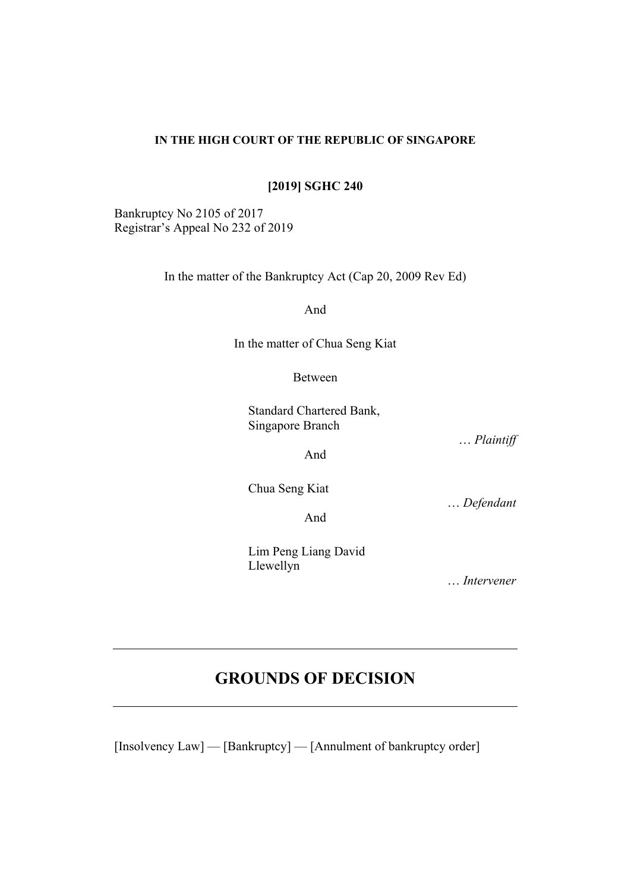**IN THE HIGH COURT OF THE REPUBLIC OF SINGAPORE**

**[2019] SGHC 240**

Bankruptcy No 2105 of 2017
Registrar's Appeal No 232 of 2019

In the matter of the Bankruptcy Act (Cap 20, 2009 Rev Ed)

And

In the matter of Chua Seng Kiat

Between

Standard Chartered Bank,
Singapore Branch

… *Plaintiff*

And

Chua Seng Kiat

… *Defendant*

And

Lim Peng Liang David
Llewellyn

… *Intervener*

---

# GROUNDS OF DECISION

---

[Insolvency Law] — [Bankruptcy] — [Annulment of bankruptcy order]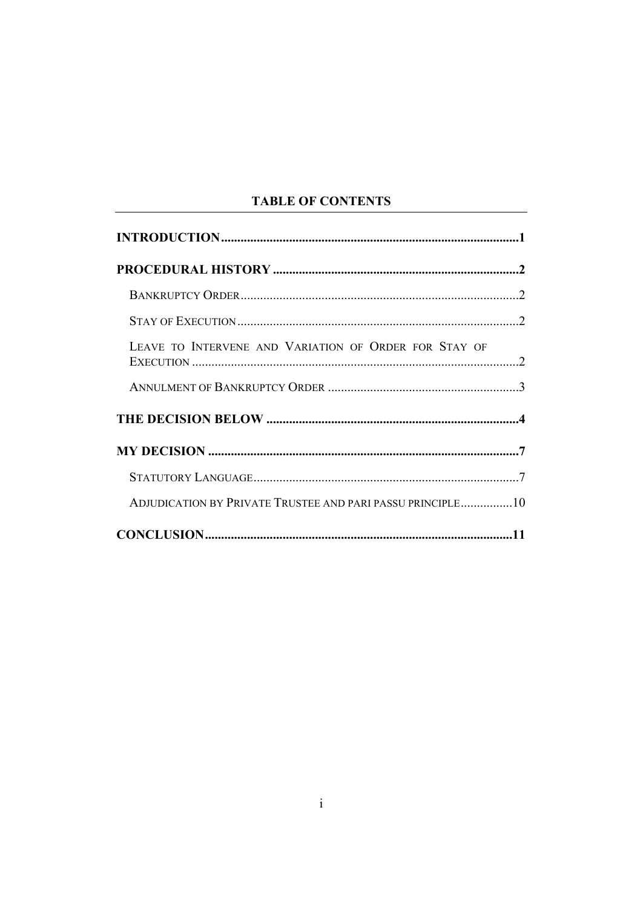## TABLE OF CONTENTS

**INTRODUCTION** .......................................................................................... **1**

**PROCEDURAL HISTORY** ........................................................................... **2**

- BANKRUPTCY ORDER .......................................................................................2
- STAY OF EXECUTION .......................................................................................2
- LEAVE TO INTERVENE AND VARIATION OF ORDER FOR STAY OF EXECUTION ......................................................................................................2
- ANNULMENT OF BANKRUPTCY ORDER ...........................................................3

**THE DECISION BELOW** ............................................................................. **4**

**MY DECISION** ............................................................................................... **7**

- STATUTORY LANGUAGE..................................................................................7
- ADJUDICATION BY PRIVATE TRUSTEE AND PARI PASSU PRINCIPLE................10

**CONCLUSION**.............................................................................................. **11**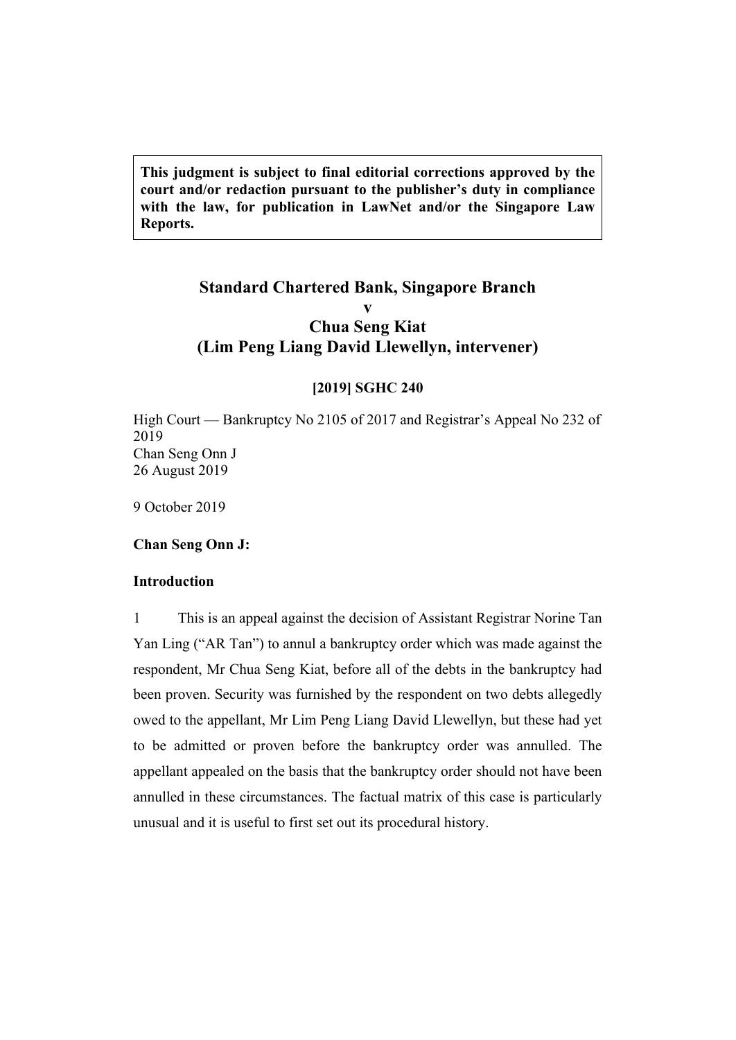**This judgment is subject to final editorial corrections approved by the court and/or redaction pursuant to the publisher's duty in compliance with the law, for publication in LawNet and/or the Singapore Law Reports.**

# Standard Chartered Bank, Singapore Branch
# v
# Chua Seng Kiat
# (Lim Peng Liang David Llewellyn, intervener)

**[2019] SGHC 240**

High Court — Bankruptcy No 2105 of 2017 and Registrar's Appeal No 232 of 2019
Chan Seng Onn J
26 August 2019

9 October 2019

**Chan Seng Onn J:**

## Introduction

1 This is an appeal against the decision of Assistant Registrar Norine Tan Yan Ling ("AR Tan") to annul a bankruptcy order which was made against the respondent, Mr Chua Seng Kiat, before all of the debts in the bankruptcy had been proven. Security was furnished by the respondent on two debts allegedly owed to the appellant, Mr Lim Peng Liang David Llewellyn, but these had yet to be admitted or proven before the bankruptcy order was annulled. The appellant appealed on the basis that the bankruptcy order should not have been annulled in these circumstances. The factual matrix of this case is particularly unusual and it is useful to first set out its procedural history.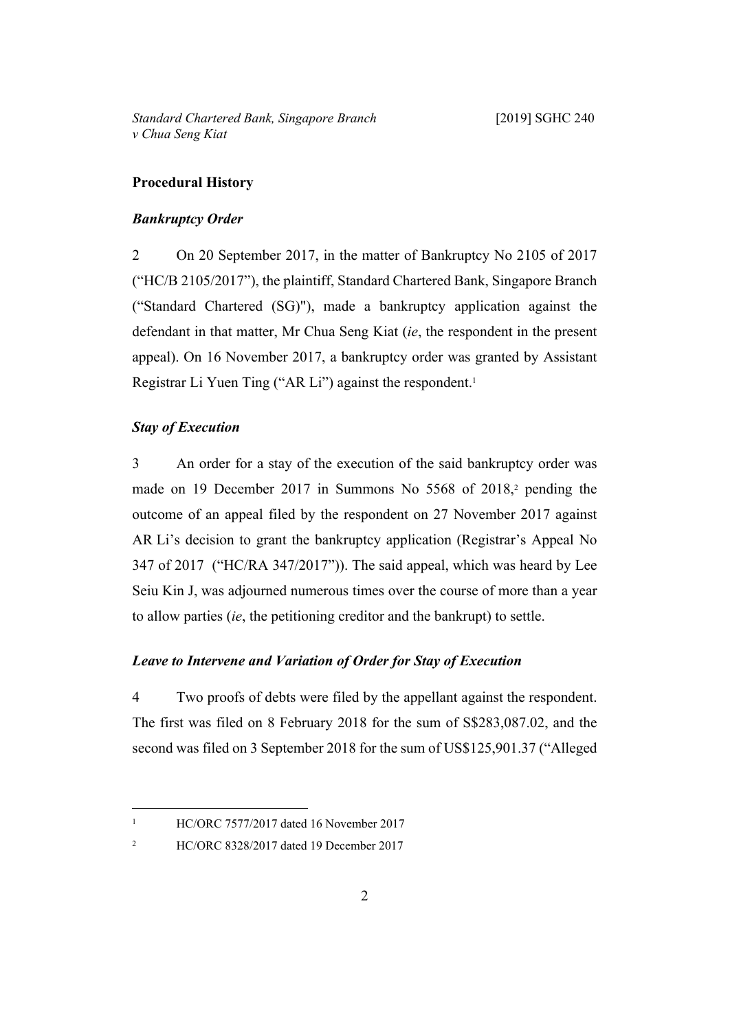## Procedural History

### *Bankruptcy Order*

2 On 20 September 2017, in the matter of Bankruptcy No 2105 of 2017 ("HC/B 2105/2017"), the plaintiff, Standard Chartered Bank, Singapore Branch ("Standard Chartered (SG)"), made a bankruptcy application against the defendant in that matter, Mr Chua Seng Kiat (*ie*, the respondent in the present appeal). On 16 November 2017, a bankruptcy order was granted by Assistant Registrar Li Yuen Ting ("AR Li") against the respondent.[1]

### *Stay of Execution*

3 An order for a stay of the execution of the said bankruptcy order was made on 19 December 2017 in Summons No 5568 of 2018,[2] pending the outcome of an appeal filed by the respondent on 27 November 2017 against AR Li's decision to grant the bankruptcy application (Registrar's Appeal No 347 of 2017 ("HC/RA 347/2017")). The said appeal, which was heard by Lee Seiu Kin J, was adjourned numerous times over the course of more than a year to allow parties (*ie*, the petitioning creditor and the bankrupt) to settle.

### *Leave to Intervene and Variation of Order for Stay of Execution*

4 Two proofs of debts were filed by the appellant against the respondent. The first was filed on 8 February 2018 for the sum of S$283,087.02, and the second was filed on 3 September 2018 for the sum of US$125,901.37 ("Alleged

---

[1] HC/ORC 7577/2017 dated 16 November 2017

[2] HC/ORC 8328/2017 dated 19 December 2017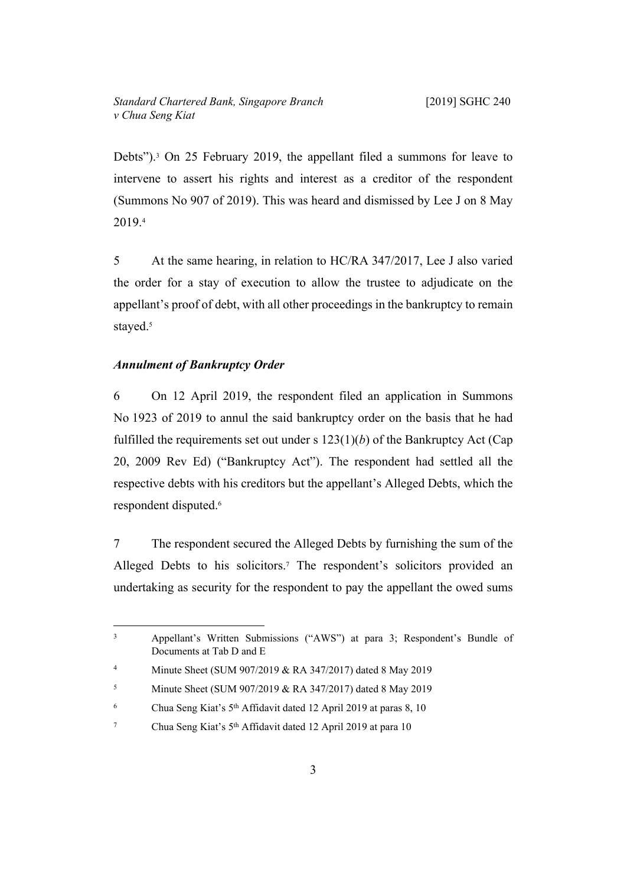Debts").[3] On 25 February 2019, the appellant filed a summons for leave to intervene to assert his rights and interest as a creditor of the respondent (Summons No 907 of 2019). This was heard and dismissed by Lee J on 8 May 2019.[4]

5 At the same hearing, in relation to HC/RA 347/2017, Lee J also varied the order for a stay of execution to allow the trustee to adjudicate on the appellant's proof of debt, with all other proceedings in the bankruptcy to remain stayed.[5]

### *Annulment of Bankruptcy Order*

6 On 12 April 2019, the respondent filed an application in Summons No 1923 of 2019 to annul the said bankruptcy order on the basis that he had fulfilled the requirements set out under s 123(1)(*b*) of the Bankruptcy Act (Cap 20, 2009 Rev Ed) ("Bankruptcy Act"). The respondent had settled all the respective debts with his creditors but the appellant's Alleged Debts, which the respondent disputed.[6]

7 The respondent secured the Alleged Debts by furnishing the sum of the Alleged Debts to his solicitors.[7] The respondent's solicitors provided an undertaking as security for the respondent to pay the appellant the owed sums

---

[3] Appellant's Written Submissions ("AWS") at para 3; Respondent's Bundle of Documents at Tab D and E

[4] Minute Sheet (SUM 907/2019 & RA 347/2017) dated 8 May 2019

[5] Minute Sheet (SUM 907/2019 & RA 347/2017) dated 8 May 2019

[6] Chua Seng Kiat's 5th Affidavit dated 12 April 2019 at paras 8, 10

[7] Chua Seng Kiat's 5th Affidavit dated 12 April 2019 at para 10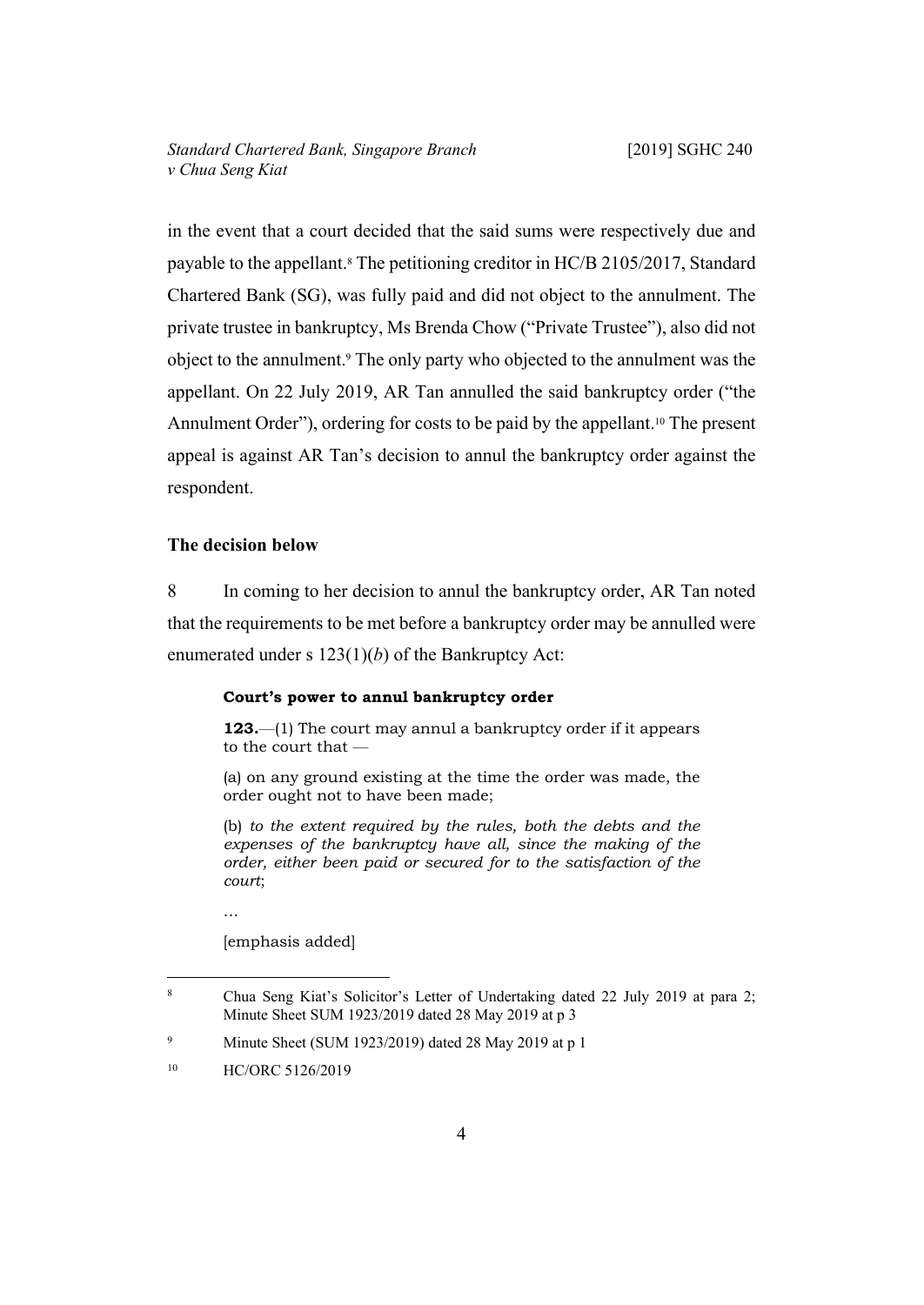in the event that a court decided that the said sums were respectively due and payable to the appellant.[8] The petitioning creditor in HC/B 2105/2017, Standard Chartered Bank (SG), was fully paid and did not object to the annulment. The private trustee in bankruptcy, Ms Brenda Chow ("Private Trustee"), also did not object to the annulment.[9] The only party who objected to the annulment was the appellant. On 22 July 2019, AR Tan annulled the said bankruptcy order ("the Annulment Order"), ordering for costs to be paid by the appellant.[10] The present appeal is against AR Tan's decision to annul the bankruptcy order against the respondent.

## The decision below

8 In coming to her decision to annul the bankruptcy order, AR Tan noted that the requirements to be met before a bankruptcy order may be annulled were enumerated under s 123(1)(*b*) of the Bankruptcy Act:

> **Court's power to annul bankruptcy order**
>
> **123.**—(1) The court may annul a bankruptcy order if it appears to the court that —
>
> (a) on any ground existing at the time the order was made, the order ought not to have been made;
>
> (b) *to the extent required by the rules, both the debts and the expenses of the bankruptcy have all, since the making of the order, either been paid or secured for to the satisfaction of the court*;
>
> …
>
> [emphasis added]

---

[8] Chua Seng Kiat's Solicitor's Letter of Undertaking dated 22 July 2019 at para 2; Minute Sheet SUM 1923/2019 dated 28 May 2019 at p 3

[9] Minute Sheet (SUM 1923/2019) dated 28 May 2019 at p 1

[10] HC/ORC 5126/2019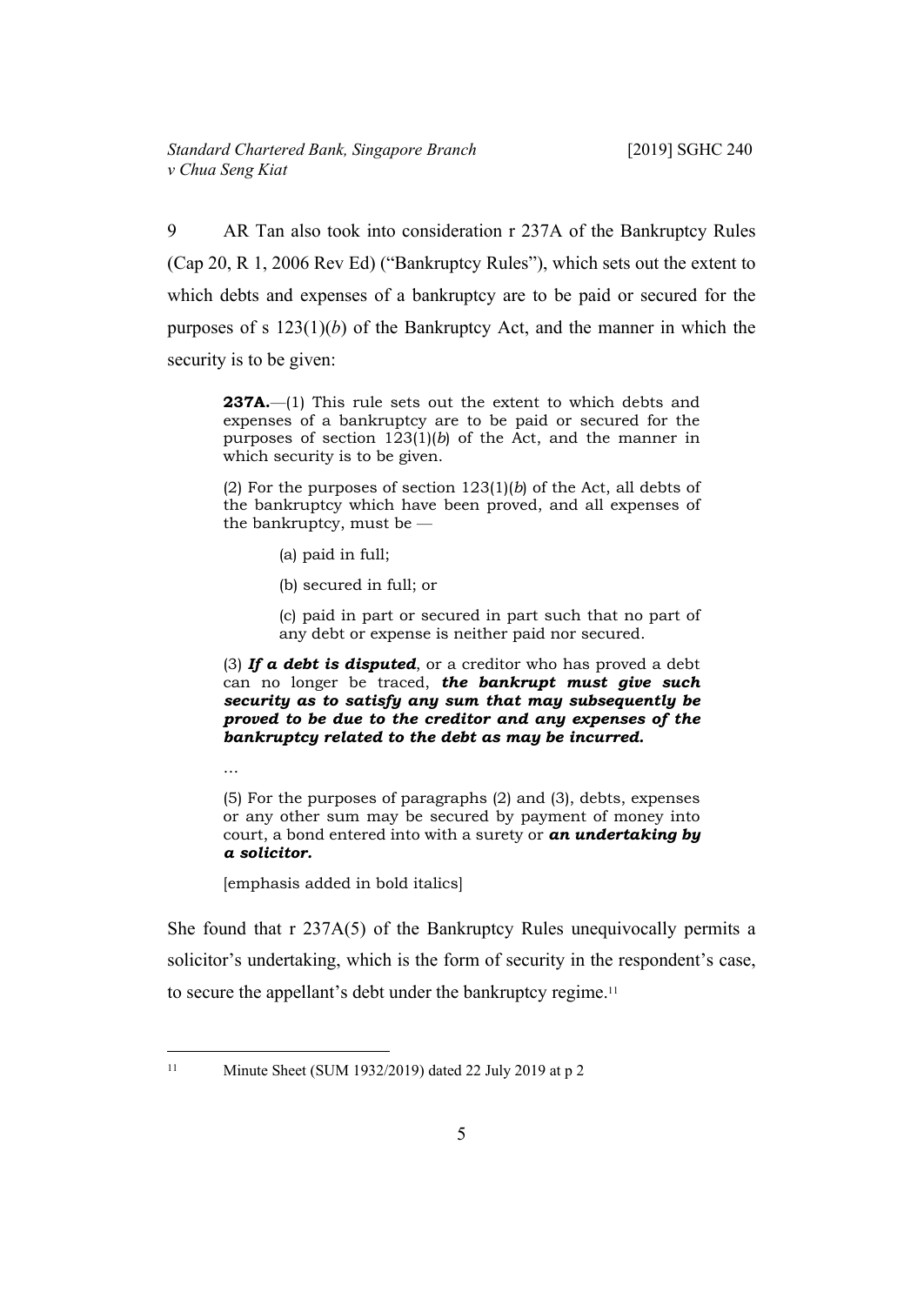9 AR Tan also took into consideration r 237A of the Bankruptcy Rules (Cap 20, R 1, 2006 Rev Ed) ("Bankruptcy Rules"), which sets out the extent to which debts and expenses of a bankruptcy are to be paid or secured for the purposes of s 123(1)(*b*) of the Bankruptcy Act, and the manner in which the security is to be given:

> **237A.**—(1) This rule sets out the extent to which debts and expenses of a bankruptcy are to be paid or secured for the purposes of section 123(1)(*b*) of the Act, and the manner in which security is to be given.
>
> (2) For the purposes of section 123(1)(*b*) of the Act, all debts of the bankruptcy which have been proved, and all expenses of the bankruptcy, must be —
>
> (a) paid in full;
>
> (b) secured in full; or
>
> (c) paid in part or secured in part such that no part of any debt or expense is neither paid nor secured.
>
> (3) ***If a debt is disputed***, or a creditor who has proved a debt can no longer be traced, ***the bankrupt must give such security as to satisfy any sum that may subsequently be proved to be due to the creditor and any expenses of the bankruptcy related to the debt as may be incurred.***
>
> …
>
> (5) For the purposes of paragraphs (2) and (3), debts, expenses or any other sum may be secured by payment of money into court, a bond entered into with a surety or ***an undertaking by a solicitor.***
>
> [emphasis added in bold italics]

She found that r 237A(5) of the Bankruptcy Rules unequivocally permits a solicitor's undertaking, which is the form of security in the respondent's case, to secure the appellant's debt under the bankruptcy regime.[11]

---

[11] Minute Sheet (SUM 1932/2019) dated 22 July 2019 at p 2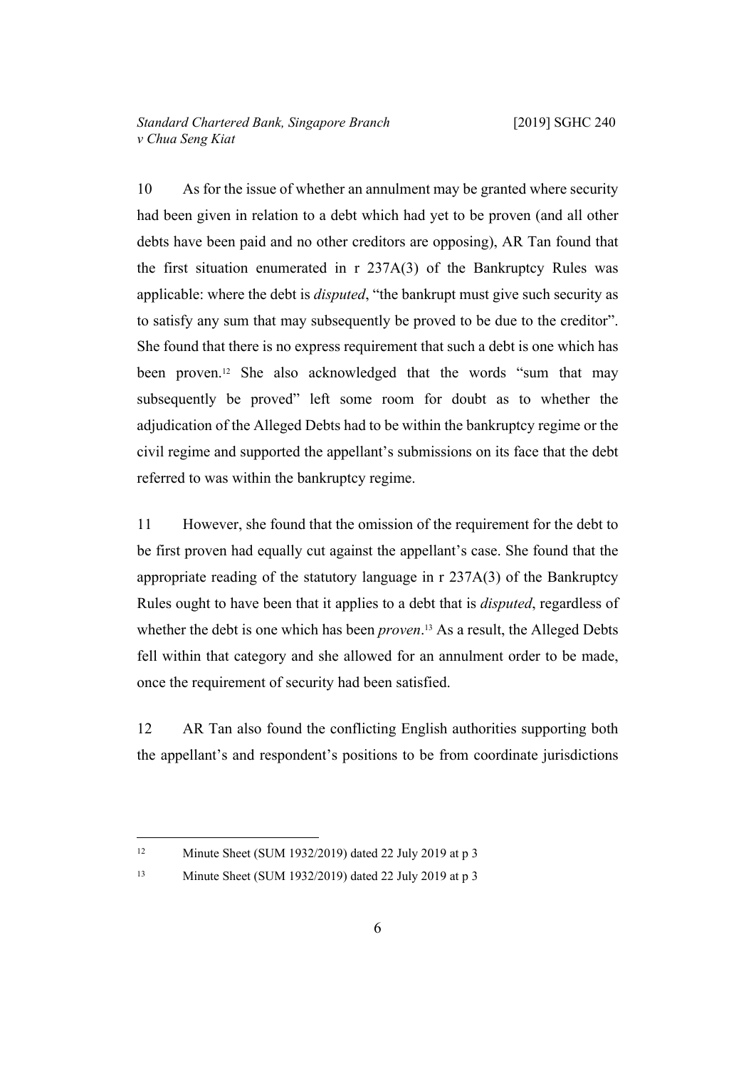10 As for the issue of whether an annulment may be granted where security had been given in relation to a debt which had yet to be proven (and all other debts have been paid and no other creditors are opposing), AR Tan found that the first situation enumerated in r 237A(3) of the Bankruptcy Rules was applicable: where the debt is *disputed*, "the bankrupt must give such security as to satisfy any sum that may subsequently be proved to be due to the creditor". She found that there is no express requirement that such a debt is one which has been proven.[12] She also acknowledged that the words "sum that may subsequently be proved" left some room for doubt as to whether the adjudication of the Alleged Debts had to be within the bankruptcy regime or the civil regime and supported the appellant's submissions on its face that the debt referred to was within the bankruptcy regime.

11 However, she found that the omission of the requirement for the debt to be first proven had equally cut against the appellant's case. She found that the appropriate reading of the statutory language in r 237A(3) of the Bankruptcy Rules ought to have been that it applies to a debt that is *disputed*, regardless of whether the debt is one which has been *proven*.[13] As a result, the Alleged Debts fell within that category and she allowed for an annulment order to be made, once the requirement of security had been satisfied.

12 AR Tan also found the conflicting English authorities supporting both the appellant's and respondent's positions to be from coordinate jurisdictions

---

[12] Minute Sheet (SUM 1932/2019) dated 22 July 2019 at p 3

[13] Minute Sheet (SUM 1932/2019) dated 22 July 2019 at p 3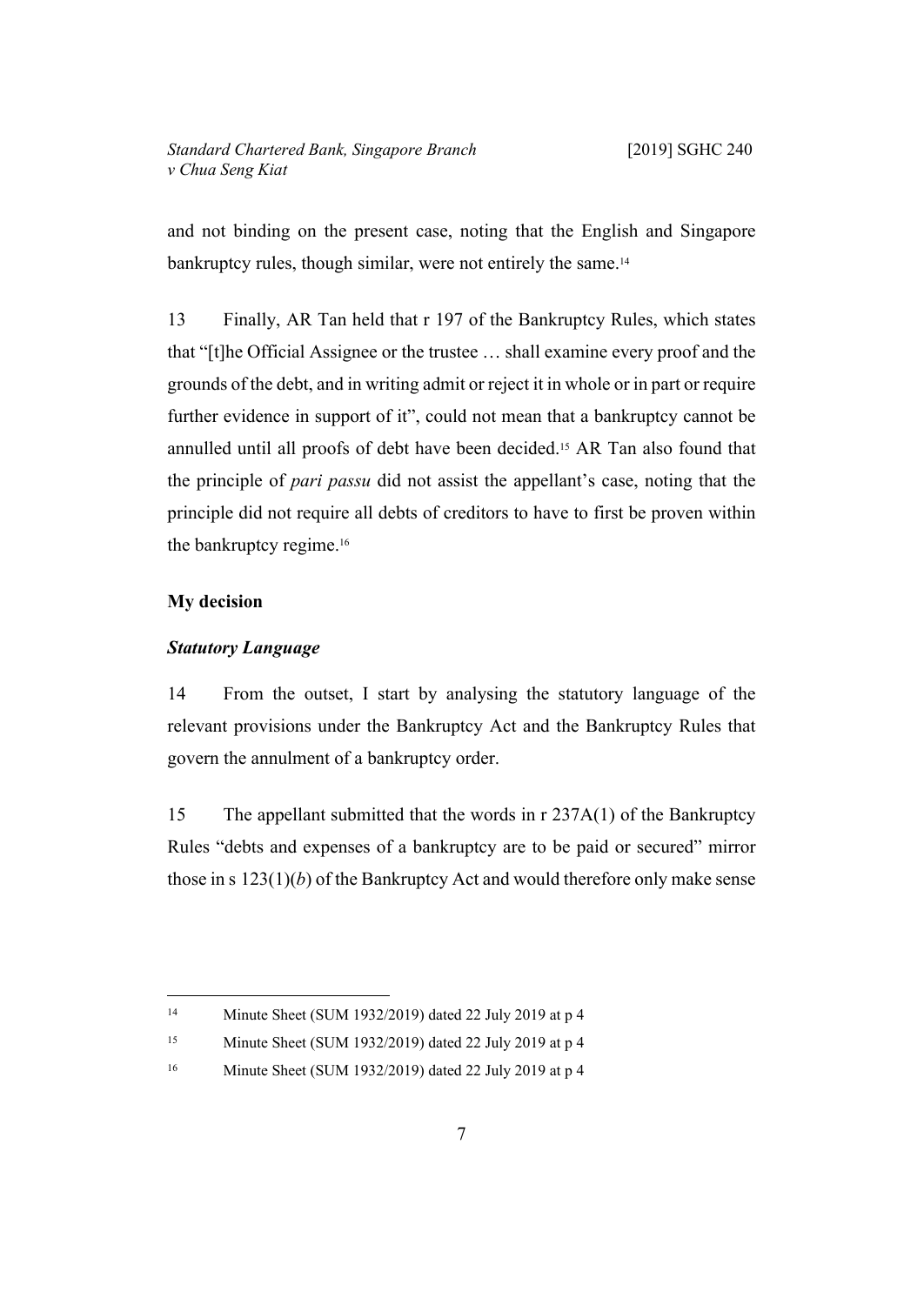and not binding on the present case, noting that the English and Singapore bankruptcy rules, though similar, were not entirely the same.[14]

13 Finally, AR Tan held that r 197 of the Bankruptcy Rules, which states that "[t]he Official Assignee or the trustee … shall examine every proof and the grounds of the debt, and in writing admit or reject it in whole or in part or require further evidence in support of it", could not mean that a bankruptcy cannot be annulled until all proofs of debt have been decided.[15] AR Tan also found that the principle of *pari passu* did not assist the appellant's case, noting that the principle did not require all debts of creditors to have to first be proven within the bankruptcy regime.[16]

**My decision**

***Statutory Language***

14 From the outset, I start by analysing the statutory language of the relevant provisions under the Bankruptcy Act and the Bankruptcy Rules that govern the annulment of a bankruptcy order.

15 The appellant submitted that the words in r 237A(1) of the Bankruptcy Rules "debts and expenses of a bankruptcy are to be paid or secured" mirror those in s 123(1)(*b*) of the Bankruptcy Act and would therefore only make sense

---

[14] Minute Sheet (SUM 1932/2019) dated 22 July 2019 at p 4

[15] Minute Sheet (SUM 1932/2019) dated 22 July 2019 at p 4

[16] Minute Sheet (SUM 1932/2019) dated 22 July 2019 at p 4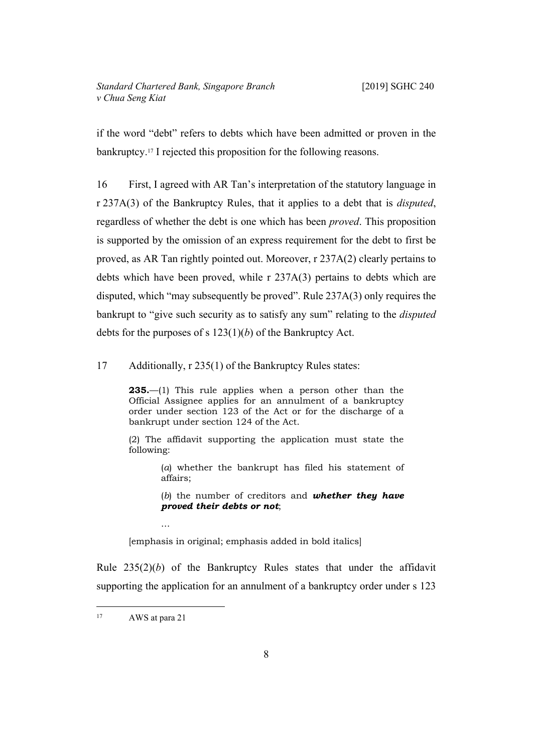if the word "debt" refers to debts which have been admitted or proven in the bankruptcy.[17] I rejected this proposition for the following reasons.

16 First, I agreed with AR Tan's interpretation of the statutory language in r 237A(3) of the Bankruptcy Rules, that it applies to a debt that is *disputed*, regardless of whether the debt is one which has been *proved*. This proposition is supported by the omission of an express requirement for the debt to first be proved, as AR Tan rightly pointed out. Moreover, r 237A(2) clearly pertains to debts which have been proved, while r 237A(3) pertains to debts which are disputed, which "may subsequently be proved". Rule 237A(3) only requires the bankrupt to "give such security as to satisfy any sum" relating to the *disputed* debts for the purposes of s 123(1)(*b*) of the Bankruptcy Act.

17 Additionally, r 235(1) of the Bankruptcy Rules states:

> **235.**—(1) This rule applies when a person other than the Official Assignee applies for an annulment of a bankruptcy order under section 123 of the Act or for the discharge of a bankrupt under section 124 of the Act.
>
> (2) The affidavit supporting the application must state the following:
>
> > (*a*) whether the bankrupt has filed his statement of affairs;
> >
> > (*b*) the number of creditors and ***whether they have proved their debts or not***;
> >
> > …
>
> [emphasis in original; emphasis added in bold italics]

Rule 235(2)(*b*) of the Bankruptcy Rules states that under the affidavit supporting the application for an annulment of a bankruptcy order under s 123

---

[17] AWS at para 21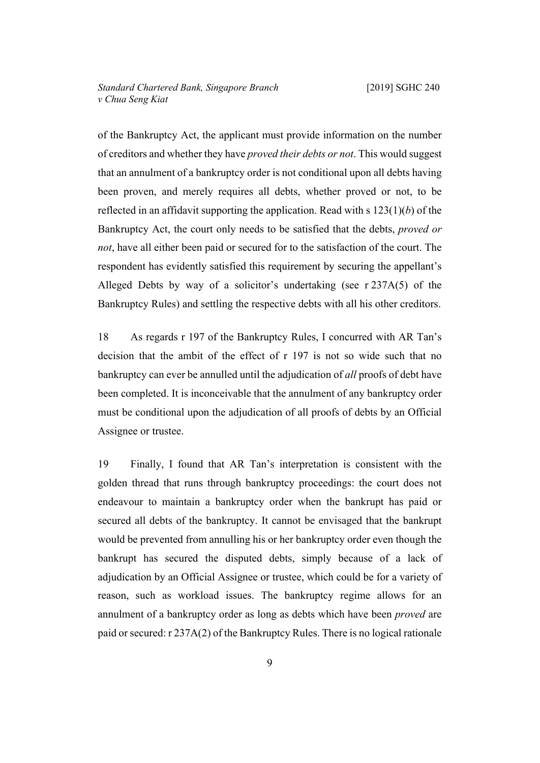of the Bankruptcy Act, the applicant must provide information on the number of creditors and whether they have *proved their debts or not*. This would suggest that an annulment of a bankruptcy order is not conditional upon all debts having been proven, and merely requires all debts, whether proved or not, to be reflected in an affidavit supporting the application. Read with s 123(1)(*b*) of the Bankruptcy Act, the court only needs to be satisfied that the debts, *proved or not*, have all either been paid or secured for to the satisfaction of the court. The respondent has evidently satisfied this requirement by securing the appellant's Alleged Debts by way of a solicitor's undertaking (see r 237A(5) of the Bankruptcy Rules) and settling the respective debts with all his other creditors.

18 As regards r 197 of the Bankruptcy Rules, I concurred with AR Tan's decision that the ambit of the effect of r 197 is not so wide such that no bankruptcy can ever be annulled until the adjudication of *all* proofs of debt have been completed. It is inconceivable that the annulment of any bankruptcy order must be conditional upon the adjudication of all proofs of debts by an Official Assignee or trustee.

19 Finally, I found that AR Tan's interpretation is consistent with the golden thread that runs through bankruptcy proceedings: the court does not endeavour to maintain a bankruptcy order when the bankrupt has paid or secured all debts of the bankruptcy. It cannot be envisaged that the bankrupt would be prevented from annulling his or her bankruptcy order even though the bankrupt has secured the disputed debts, simply because of a lack of adjudication by an Official Assignee or trustee, which could be for a variety of reason, such as workload issues. The bankruptcy regime allows for an annulment of a bankruptcy order as long as debts which have been *proved* are paid or secured: r 237A(2) of the Bankruptcy Rules. There is no logical rationale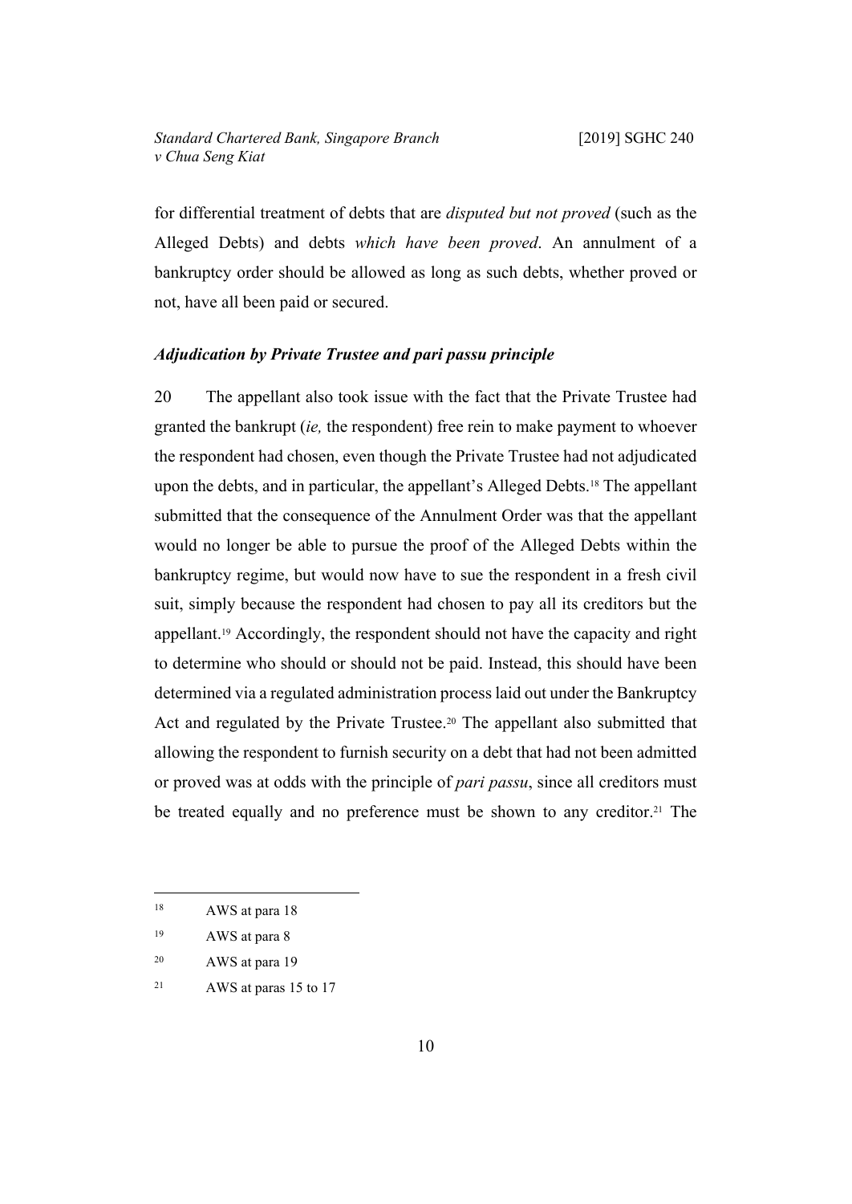for differential treatment of debts that are *disputed but not proved* (such as the Alleged Debts) and debts *which have been proved*. An annulment of a bankruptcy order should be allowed as long as such debts, whether proved or not, have all been paid or secured.

### *Adjudication by Private Trustee and pari passu principle*

20 The appellant also took issue with the fact that the Private Trustee had granted the bankrupt (*ie,* the respondent) free rein to make payment to whoever the respondent had chosen, even though the Private Trustee had not adjudicated upon the debts, and in particular, the appellant's Alleged Debts.[18] The appellant submitted that the consequence of the Annulment Order was that the appellant would no longer be able to pursue the proof of the Alleged Debts within the bankruptcy regime, but would now have to sue the respondent in a fresh civil suit, simply because the respondent had chosen to pay all its creditors but the appellant.[19] Accordingly, the respondent should not have the capacity and right to determine who should or should not be paid. Instead, this should have been determined via a regulated administration process laid out under the Bankruptcy Act and regulated by the Private Trustee.[20] The appellant also submitted that allowing the respondent to furnish security on a debt that had not been admitted or proved was at odds with the principle of *pari passu*, since all creditors must be treated equally and no preference must be shown to any creditor.[21] The

---

[18] AWS at para 18

[19] AWS at para 8

[20] AWS at para 19

[21] AWS at paras 15 to 17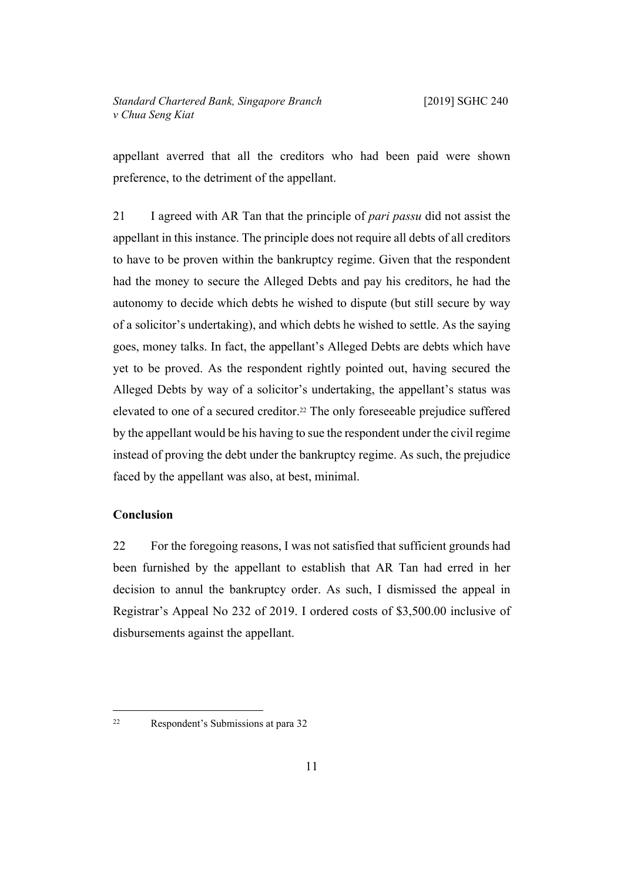appellant averred that all the creditors who had been paid were shown preference, to the detriment of the appellant.

21 I agreed with AR Tan that the principle of *pari passu* did not assist the appellant in this instance. The principle does not require all debts of all creditors to have to be proven within the bankruptcy regime. Given that the respondent had the money to secure the Alleged Debts and pay his creditors, he had the autonomy to decide which debts he wished to dispute (but still secure by way of a solicitor's undertaking), and which debts he wished to settle. As the saying goes, money talks. In fact, the appellant's Alleged Debts are debts which have yet to be proved. As the respondent rightly pointed out, having secured the Alleged Debts by way of a solicitor's undertaking, the appellant's status was elevated to one of a secured creditor.[22] The only foreseeable prejudice suffered by the appellant would be his having to sue the respondent under the civil regime instead of proving the debt under the bankruptcy regime. As such, the prejudice faced by the appellant was also, at best, minimal.

**Conclusion**

22 For the foregoing reasons, I was not satisfied that sufficient grounds had been furnished by the appellant to establish that AR Tan had erred in her decision to annul the bankruptcy order. As such, I dismissed the appeal in Registrar's Appeal No 232 of 2019. I ordered costs of $3,500.00 inclusive of disbursements against the appellant.

---

[22] Respondent's Submissions at para 32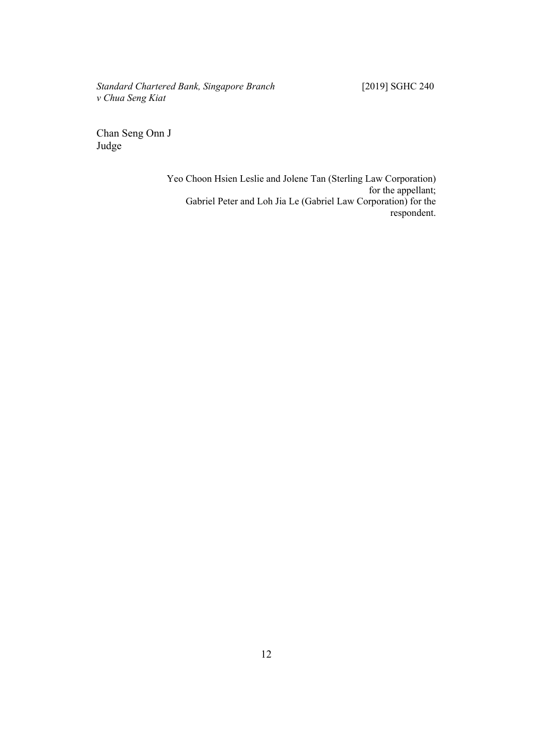Chan Seng Onn J
Judge

Yeo Choon Hsien Leslie and Jolene Tan (Sterling Law Corporation) for the appellant;
Gabriel Peter and Loh Jia Le (Gabriel Law Corporation) for the respondent.